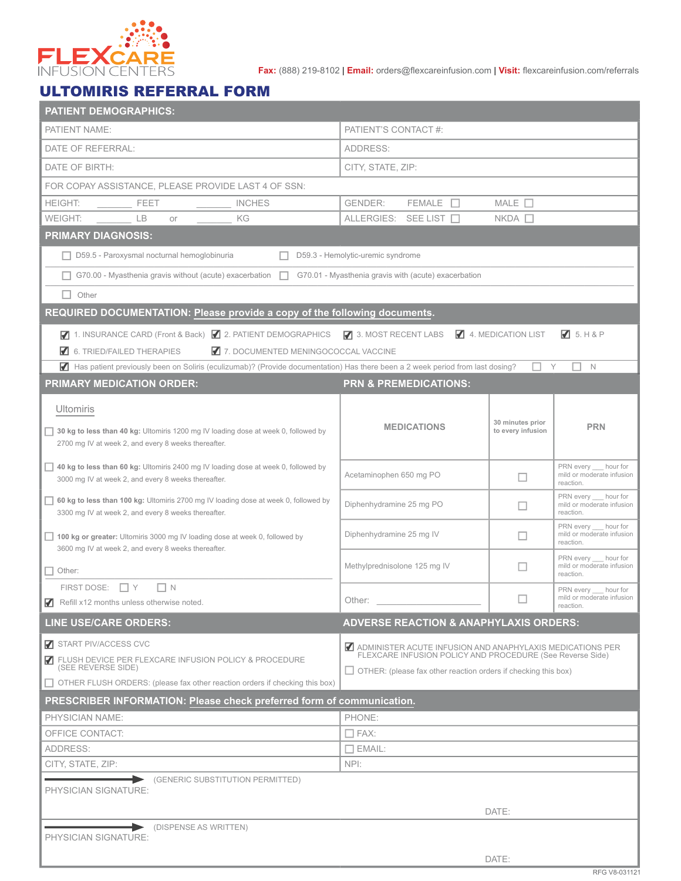FLEXCARE INFUSION CENTERS

**Fax:** (888) 219-8102 | **Email:** orders@flexcareinfusion.com | **Visit:** flexcareinfusion.com/referrals

# ULTOMIRIS REFERRAL FORM

## PATIENT DEMOGRAPHICS:

| | |
|---|---|
| PATIENT NAME: | PATIENT'S CONTACT #: |
| DATE OF REFERRAL: | ADDRESS: |
| DATE OF BIRTH: | CITY, STATE, ZIP: |
| FOR COPAY ASSISTANCE, PLEASE PROVIDE LAST 4 OF SSN: | |
| HEIGHT: _______ FEET _______ INCHES | GENDER: FEMALE ☐ MALE ☐ |
| WEIGHT: _______ LB or _______ KG | ALLERGIES: SEE LIST ☐ NKDA ☐ |

## PRIMARY DIAGNOSIS:

- ☐ D59.5 - Paroxysmal nocturnal hemoglobinuria
- ☐ D59.3 - Hemolytic-uremic syndrome
- ☐ G70.00 - Myasthenia gravis without (acute) exacerbation
- ☐ G70.01 - Myasthenia gravis with (acute) exacerbation
- ☐ Other

## REQUIRED DOCUMENTATION: Please provide a copy of the following documents.

- ☑ 1. INSURANCE CARD (Front & Back)
- ☑ 2. PATIENT DEMOGRAPHICS
- ☑ 3. MOST RECENT LABS
- ☑ 4. MEDICATION LIST
- ☑ 5. H & P
- ☑ 6. TRIED/FAILED THERAPIES
- ☑ 7. DOCUMENTED MENINGOCOCCAL VACCINE
- ☑ Has patient previously been on Soliris (eculizumab)? (Provide documentation) Has there been a 2 week period from last dosing? ☐ Y ☐ N

## PRIMARY MEDICATION ORDER:

Ultomiris

- ☐ **30 kg to less than 40 kg:** Ultomiris 1200 mg IV loading dose at week 0, followed by 2700 mg IV at week 2, and every 8 weeks thereafter.
- ☐ **40 kg to less than 60 kg:** Ultomiris 2400 mg IV loading dose at week 0, followed by 3000 mg IV at week 2, and every 8 weeks thereafter.
- ☐ **60 kg to less than 100 kg:** Ultomiris 2700 mg IV loading dose at week 0, followed by 3300 mg IV at week 2, and every 8 weeks thereafter.
- ☐ **100 kg or greater:** Ultomiris 3000 mg IV loading dose at week 0, followed by 3600 mg IV at week 2, and every 8 weeks thereafter.
- ☐ Other: _______________

FIRST DOSE: ☐ Y ☐ N

☑ Refill x12 months unless otherwise noted.

## PRN & PREMEDICATIONS:

| MEDICATIONS | 30 minutes prior to every infusion | PRN |
|---|---|---|
| Acetaminophen 650 mg PO | ☐ | PRN every ___ hour for mild or moderate infusion reaction. |
| Diphenhydramine 25 mg PO | ☐ | PRN every ___ hour for mild or moderate infusion reaction. |
| Diphenhydramine 25 mg IV | ☐ | PRN every ___ hour for mild or moderate infusion reaction. |
| Methylprednisolone 125 mg IV | ☐ | PRN every ___ hour for mild or moderate infusion reaction. |
| Other: _______________ | ☐ | PRN every ___ hour for mild or moderate infusion reaction. |

## LINE USE/CARE ORDERS:

- ☑ START PIV/ACCESS CVC
- ☑ FLUSH DEVICE PER FLEXCARE INFUSION POLICY & PROCEDURE (SEE REVERSE SIDE)
- ☐ OTHER FLUSH ORDERS: (please fax other reaction orders if checking this box)

## ADVERSE REACTION & ANAPHYLAXIS ORDERS:

- ☑ ADMINISTER ACUTE INFUSION AND ANAPHYLAXIS MEDICATIONS PER FLEXCARE INFUSION POLICY AND PROCEDURE (See Reverse Side)
- ☐ OTHER: (please fax other reaction orders if checking this box)

## PRESCRIBER INFORMATION: Please check preferred form of communication.

| | |
|---|---|
| PHYSICIAN NAME: | PHONE: |
| OFFICE CONTACT: | ☐ FAX: |
| ADDRESS: | ☐ EMAIL: |
| CITY, STATE, ZIP: | NPI: |

PHYSICIAN SIGNATURE: → (GENERIC SUBSTITUTION PERMITTED) DATE:

PHYSICIAN SIGNATURE: → (DISPENSE AS WRITTEN) DATE:

RFG V8-031121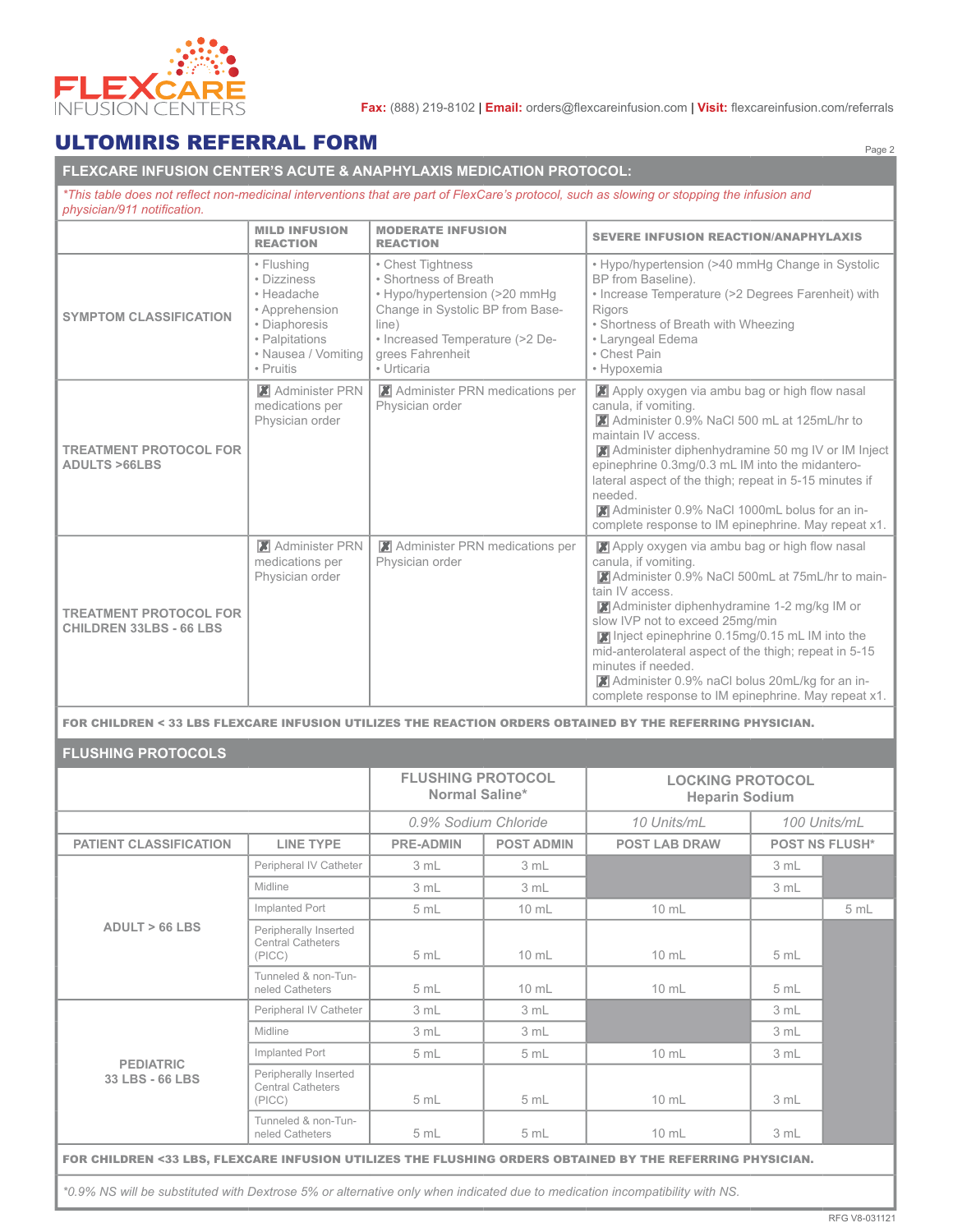**Fax:** (888) 219-8102 | **Email:** orders@flexcareinfusion.com | **Visit:** flexcareinfusion.com/referrals

# ULTOMIRIS REFERRAL FORM

## FLEXCARE INFUSION CENTER'S ACUTE & ANAPHYLAXIS MEDICATION PROTOCOL:

*\*This table does not reflect non-medicinal interventions that are part of FlexCare's protocol, such as slowing or stopping the infusion and physician/911 notification.*

| | MILD INFUSION REACTION | MODERATE INFUSION REACTION | SEVERE INFUSION REACTION/ANAPHYLAXIS |
|---|---|---|---|
| **SYMPTOM CLASSIFICATION** | • Flushing<br>• Dizziness<br>• Headache<br>• Apprehension<br>• Diaphoresis<br>• Palpitations<br>• Nausea / Vomiting<br>• Pruitis | • Chest Tightness<br>• Shortness of Breath<br>• Hypo/hypertension (>20 mmHg Change in Systolic BP from Baseline)<br>• Increased Temperature (>2 Degrees Fahrenheit)<br>• Urticaria | • Hypo/hypertension (>40 mmHg Change in Systolic BP from Baseline).<br>• Increase Temperature (>2 Degrees Farenheit) with Rigors<br>• Shortness of Breath with Wheezing<br>• Laryngeal Edema<br>• Chest Pain<br>• Hypoxemia |
| **TREATMENT PROTOCOL FOR ADULTS >66LBS** | ☒ Administer PRN medications per Physician order | ☒ Administer PRN medications per Physician order | ☒ Apply oxygen via ambu bag or high flow nasal canula, if vomiting.<br>☒ Administer 0.9% NaCl 500 mL at 125mL/hr to maintain IV access.<br>☒ Administer diphenhydramine 50 mg IV or IM Inject epinephrine 0.3mg/0.3 mL IM into the midantero-lateral aspect of the thigh; repeat in 5-15 minutes if needed.<br>☒ Administer 0.9% NaCl 1000mL bolus for an incomplete response to IM epinephrine. May repeat x1. |
| **TREATMENT PROTOCOL FOR CHILDREN 33LBS - 66 LBS** | ☒ Administer PRN medications per Physician order | ☒ Administer PRN medications per Physician order | ☒ Apply oxygen via ambu bag or high flow nasal canula, if vomiting.<br>☒ Administer 0.9% NaCl 500mL at 75mL/hr to maintain IV access.<br>☒ Administer diphenhydramine 1-2 mg/kg IM or slow IVP not to exceed 25mg/min<br>☒ Inject epinephrine 0.15mg/0.15 mL IM into the mid-anterolateral aspect of the thigh; repeat in 5-15 minutes if needed.<br>☒ Administer 0.9% naCl bolus 20mL/kg for an incomplete response to IM epinephrine. May repeat x1. |

**FOR CHILDREN < 33 LBS FLEXCARE INFUSION UTILIZES THE REACTION ORDERS OBTAINED BY THE REFERRING PHYSICIAN.**

## FLUSHING PROTOCOLS

| | | FLUSHING PROTOCOL Normal Saline* | | LOCKING PROTOCOL Heparin Sodium | | |
|---|---|---|---|---|---|---|
| | | *0.9% Sodium Chloride* | | *10 Units/mL* | *100 Units/mL* | |
| **PATIENT CLASSIFICATION** | **LINE TYPE** | **PRE-ADMIN** | **POST ADMIN** | **POST LAB DRAW** | **POST NS FLUSH*** | |
| **ADULT > 66 LBS** | Peripheral IV Catheter | 3 mL | 3 mL | | 3 mL | |
| | Midline | 3 mL | 3 mL | | 3 mL | |
| | Implanted Port | 5 mL | 10 mL | 10 mL | | 5 mL |
| | Peripherally Inserted Central Catheters (PICC) | 5 mL | 10 mL | 10 mL | 5 mL | |
| | Tunneled & non-Tunneled Catheters | 5 mL | 10 mL | 10 mL | 5 mL | |
| **PEDIATRIC 33 LBS - 66 LBS** | Peripheral IV Catheter | 3 mL | 3 mL | | 3 mL | |
| | Midline | 3 mL | 3 mL | | 3 mL | |
| | Implanted Port | 5 mL | 5 mL | 10 mL | 3 mL | |
| | Peripherally Inserted Central Catheters (PICC) | 5 mL | 5 mL | 10 mL | 3 mL | |
| | Tunneled & non-Tunneled Catheters | 5 mL | 5 mL | 10 mL | 3 mL | |

**FOR CHILDREN <33 LBS, FLEXCARE INFUSION UTILIZES THE FLUSHING ORDERS OBTAINED BY THE REFERRING PHYSICIAN.**

*\*0.9% NS will be substituted with Dextrose 5% or alternative only when indicated due to medication incompatibility with NS.*